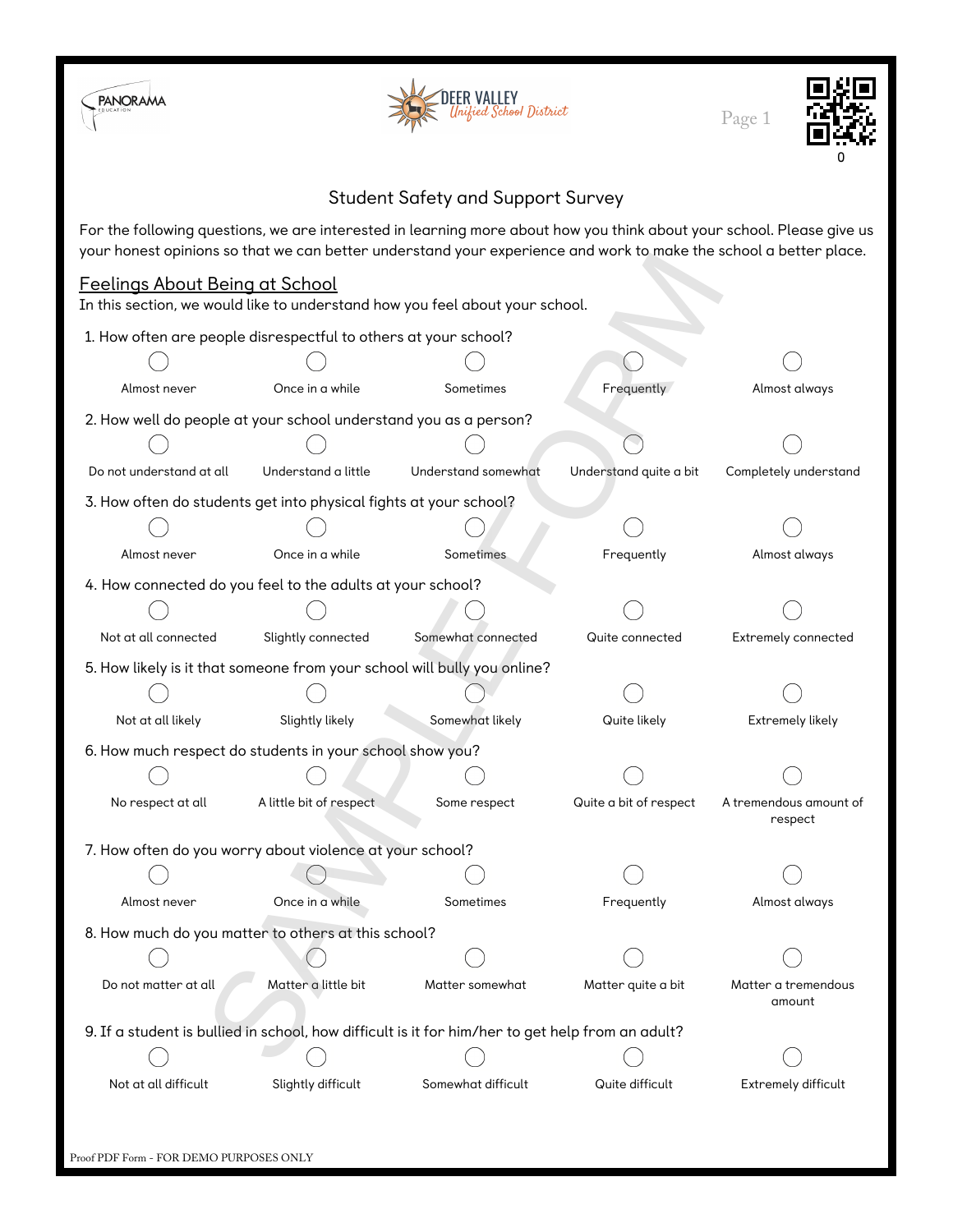# Student Safety and Support Survey

For the following questions, we are interested in learning more about how you think about your school. Please give us your honest opinions so that we can better understand your experience and work to make the school a better place.

## Feelings About Being at School

In this section, we would like to understand how you feel about your school.

1. How often are people disrespectful to others at your school?

   ◯ Almost never ◯ Once in a while ◯ Sometimes ◯ Frequently ◯ Almost always

2. How well do people at your school understand you as a person?

   ◯ Do not understand at all ◯ Understand a little ◯ Understand somewhat ◯ Understand quite a bit ◯ Completely understand

3. How often do students get into physical fights at your school?

   ◯ Almost never ◯ Once in a while ◯ Sometimes ◯ Frequently ◯ Almost always

4. How connected do you feel to the adults at your school?

   ◯ Not at all connected ◯ Slightly connected ◯ Somewhat connected ◯ Quite connected ◯ Extremely connected

5. How likely is it that someone from your school will bully you online?

   ◯ Not at all likely ◯ Slightly likely ◯ Somewhat likely ◯ Quite likely ◯ Extremely likely

6. How much respect do students in your school show you?

   ◯ No respect at all ◯ A little bit of respect ◯ Some respect ◯ Quite a bit of respect ◯ A tremendous amount of respect

7. How often do you worry about violence at your school?

   ◯ Almost never ◯ Once in a while ◯ Sometimes ◯ Frequently ◯ Almost always

8. How much do you matter to others at this school?

   ◯ Do not matter at all ◯ Matter a little bit ◯ Matter somewhat ◯ Matter quite a bit ◯ Matter a tremendous amount

9. If a student is bullied in school, how difficult is it for him/her to get help from an adult?

   ◯ Not at all difficult ◯ Slightly difficult ◯ Somewhat difficult ◯ Quite difficult ◯ Extremely difficult

Proof PDF Form - FOR DEMO PURPOSES ONLY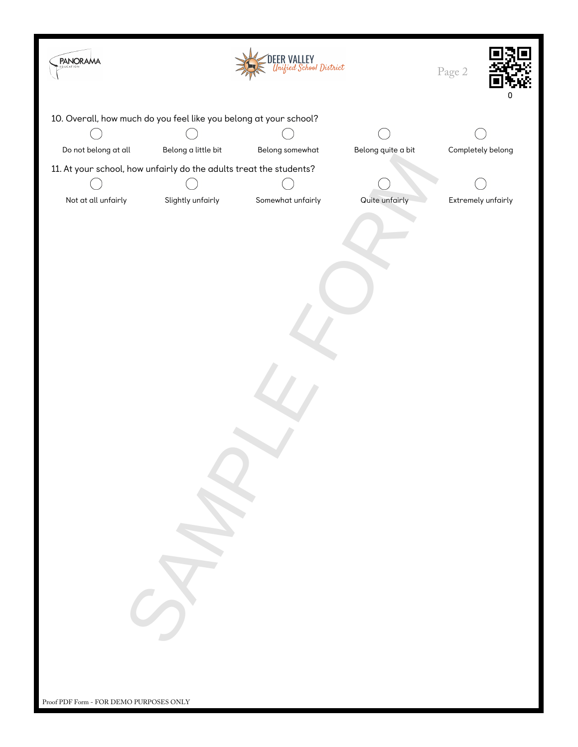10. Overall, how much do you feel like you belong at your school?

| ○ | ○ | ○ | ○ | ○ |
|---|---|---|---|---|
| Do not belong at all | Belong a little bit | Belong somewhat | Belong quite a bit | Completely belong |

11. At your school, how unfairly do the adults treat the students?

| ○ | ○ | ○ | ○ | ○ |
|---|---|---|---|---|
| Not at all unfairly | Slightly unfairly | Somewhat unfairly | Quite unfairly | Extremely unfairly |

SAMPLE FORM

Proof PDF Form - FOR DEMO PURPOSES ONLY